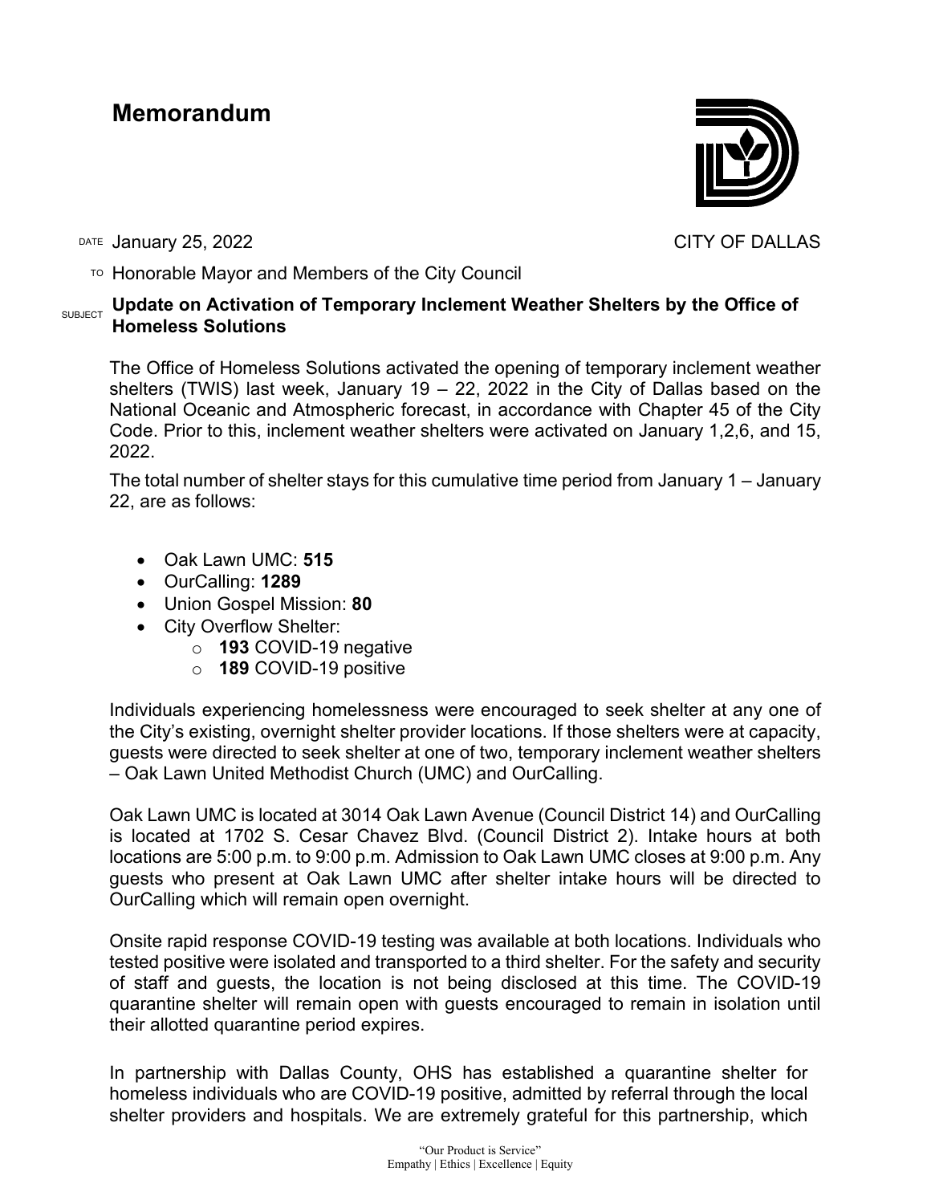# Memorandum

DATE January 25, 2022

CITY OF DALLAS

TO Honorable Mayor and Members of the City Council

SUBJECT **Update on Activation of Temporary Inclement Weather Shelters by the Office of Homeless Solutions**

The Office of Homeless Solutions activated the opening of temporary inclement weather shelters (TWIS) last week, January 19 – 22, 2022 in the City of Dallas based on the National Oceanic and Atmospheric forecast, in accordance with Chapter 45 of the City Code. Prior to this, inclement weather shelters were activated on January 1,2,6, and 15, 2022.

The total number of shelter stays for this cumulative time period from January 1 – January 22, are as follows:

- Oak Lawn UMC: **515**
- OurCalling: **1289**
- Union Gospel Mission: **80**
- City Overflow Shelter:
  - **193** COVID-19 negative
  - **189** COVID-19 positive

Individuals experiencing homelessness were encouraged to seek shelter at any one of the City's existing, overnight shelter provider locations. If those shelters were at capacity, guests were directed to seek shelter at one of two, temporary inclement weather shelters – Oak Lawn United Methodist Church (UMC) and OurCalling.

Oak Lawn UMC is located at 3014 Oak Lawn Avenue (Council District 14) and OurCalling is located at 1702 S. Cesar Chavez Blvd. (Council District 2). Intake hours at both locations are 5:00 p.m. to 9:00 p.m. Admission to Oak Lawn UMC closes at 9:00 p.m. Any guests who present at Oak Lawn UMC after shelter intake hours will be directed to OurCalling which will remain open overnight.

Onsite rapid response COVID-19 testing was available at both locations. Individuals who tested positive were isolated and transported to a third shelter. For the safety and security of staff and guests, the location is not being disclosed at this time. The COVID-19 quarantine shelter will remain open with guests encouraged to remain in isolation until their allotted quarantine period expires.

In partnership with Dallas County, OHS has established a quarantine shelter for homeless individuals who are COVID-19 positive, admitted by referral through the local shelter providers and hospitals. We are extremely grateful for this partnership, which

"Our Product is Service"
Empathy | Ethics | Excellence | Equity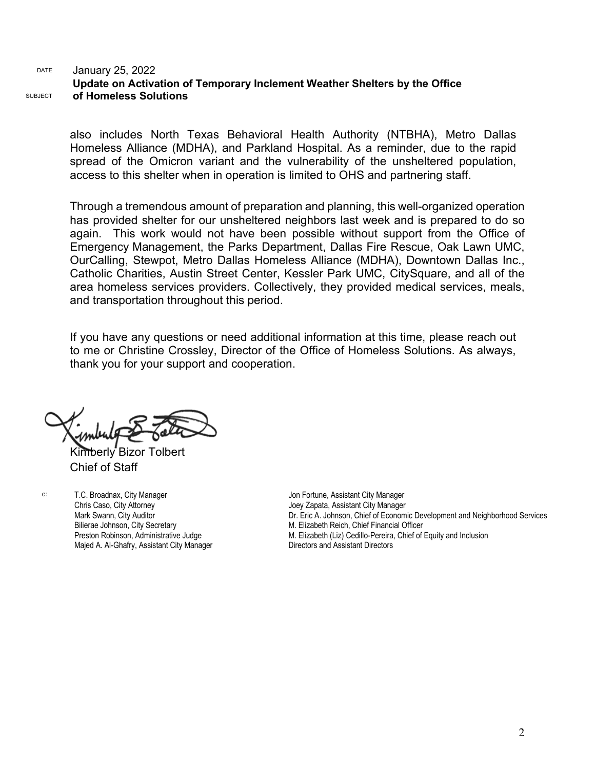also includes North Texas Behavioral Health Authority (NTBHA), Metro Dallas Homeless Alliance (MDHA), and Parkland Hospital. As a reminder, due to the rapid spread of the Omicron variant and the vulnerability of the unsheltered population, access to this shelter when in operation is limited to OHS and partnering staff.

Through a tremendous amount of preparation and planning, this well-organized operation has provided shelter for our unsheltered neighbors last week and is prepared to do so again. This work would not have been possible without support from the Office of Emergency Management, the Parks Department, Dallas Fire Rescue, Oak Lawn UMC, OurCalling, Stewpot, Metro Dallas Homeless Alliance (MDHA), Downtown Dallas Inc., Catholic Charities, Austin Street Center, Kessler Park UMC, CitySquare, and all of the area homeless services providers. Collectively, they provided medical services, meals, and transportation throughout this period.

If you have any questions or need additional information at this time, please reach out to me or Christine Crossley, Director of the Office of Homeless Solutions. As always, thank you for your support and cooperation.

Kimberly Bizor Tolbert
Chief of Staff

c:
T.C. Broadnax, City Manager
Chris Caso, City Attorney
Mark Swann, City Auditor
Bilierae Johnson, City Secretary
Preston Robinson, Administrative Judge
Majed A. Al-Ghafry, Assistant City Manager
Jon Fortune, Assistant City Manager
Joey Zapata, Assistant City Manager
Dr. Eric A. Johnson, Chief of Economic Development and Neighborhood Services
M. Elizabeth Reich, Chief Financial Officer
M. Elizabeth (Liz) Cedillo-Pereira, Chief of Equity and Inclusion
Directors and Assistant Directors